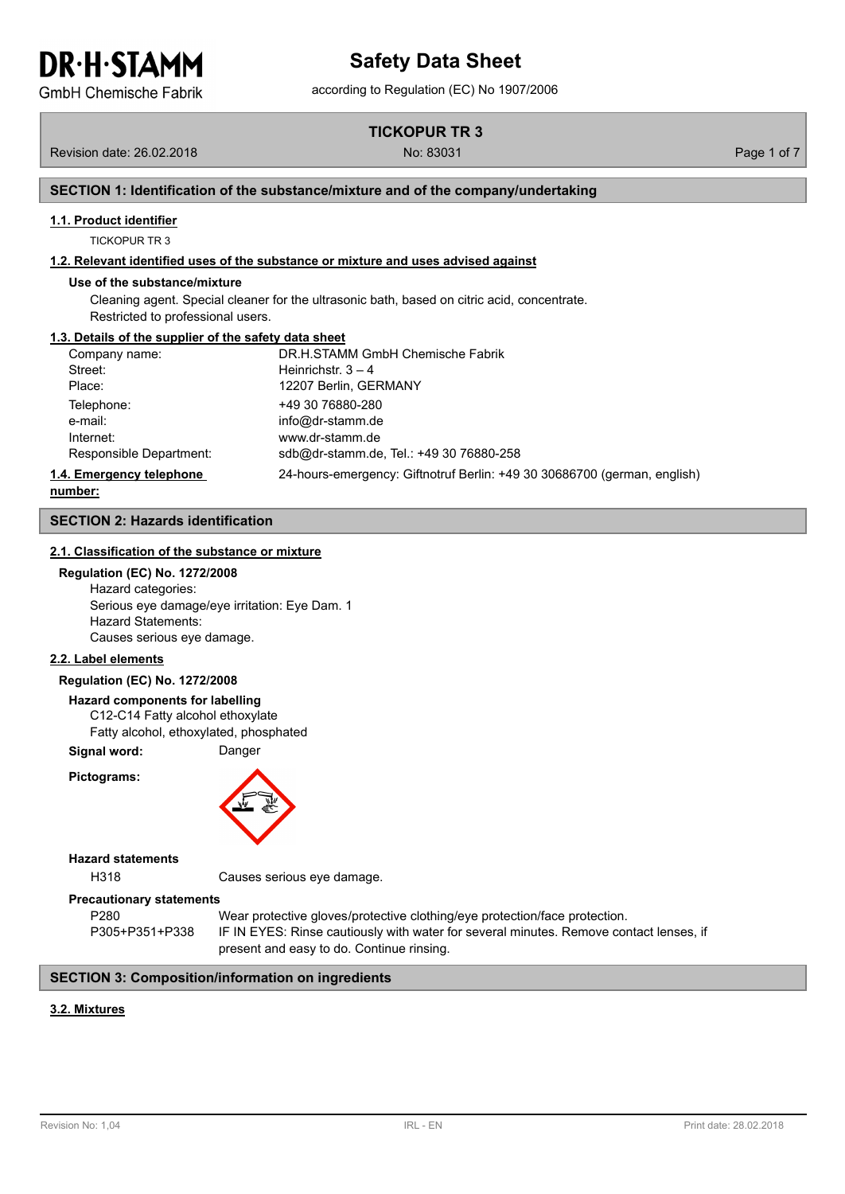# Safety Data Sheet

according to Regulation (EC) No 1907/2006

**TICKOPUR TR 3**

Revision date: 26.02.2018 No: 83031

## SECTION 1: Identification of the substance/mixture and of the company/undertaking

### 1.1. Product identifier

TICKOPUR TR 3

### 1.2. Relevant identified uses of the substance or mixture and uses advised against

**Use of the substance/mixture**

Cleaning agent. Special cleaner for the ultrasonic bath, based on citric acid, concentrate.
Restricted to professional users.

### 1.3. Details of the supplier of the safety data sheet

| | |
|---|---|
| Company name: | DR.H.STAMM GmbH Chemische Fabrik |
| Street: | Heinrichstr. 3 – 4 |
| Place: | 12207 Berlin, GERMANY |
| Telephone: | +49 30 76880-280 |
| e-mail: | info@dr-stamm.de |
| Internet: | www.dr-stamm.de |
| Responsible Department: | sdb@dr-stamm.de, Tel.: +49 30 76880-258 |

### 1.4. Emergency telephone number:

24-hours-emergency: Giftnotruf Berlin: +49 30 30686700 (german, english)

## SECTION 2: Hazards identification

### 2.1. Classification of the substance or mixture

**Regulation (EC) No. 1272/2008**

Hazard categories:
Serious eye damage/eye irritation: Eye Dam. 1
Hazard Statements:
Causes serious eye damage.

### 2.2. Label elements

**Regulation (EC) No. 1272/2008**

**Hazard components for labelling**

C12-C14 Fatty alcohol ethoxylate
Fatty alcohol, ethoxylated, phosphated

**Signal word:** Danger

**Pictograms:**

**Hazard statements**

| | |
|---|---|
| H318 | Causes serious eye damage. |

**Precautionary statements**

| | |
|---|---|
| P280 | Wear protective gloves/protective clothing/eye protection/face protection. |
| P305+P351+P338 | IF IN EYES: Rinse cautiously with water for several minutes. Remove contact lenses, if present and easy to do. Continue rinsing. |

## SECTION 3: Composition/information on ingredients

### 3.2. Mixtures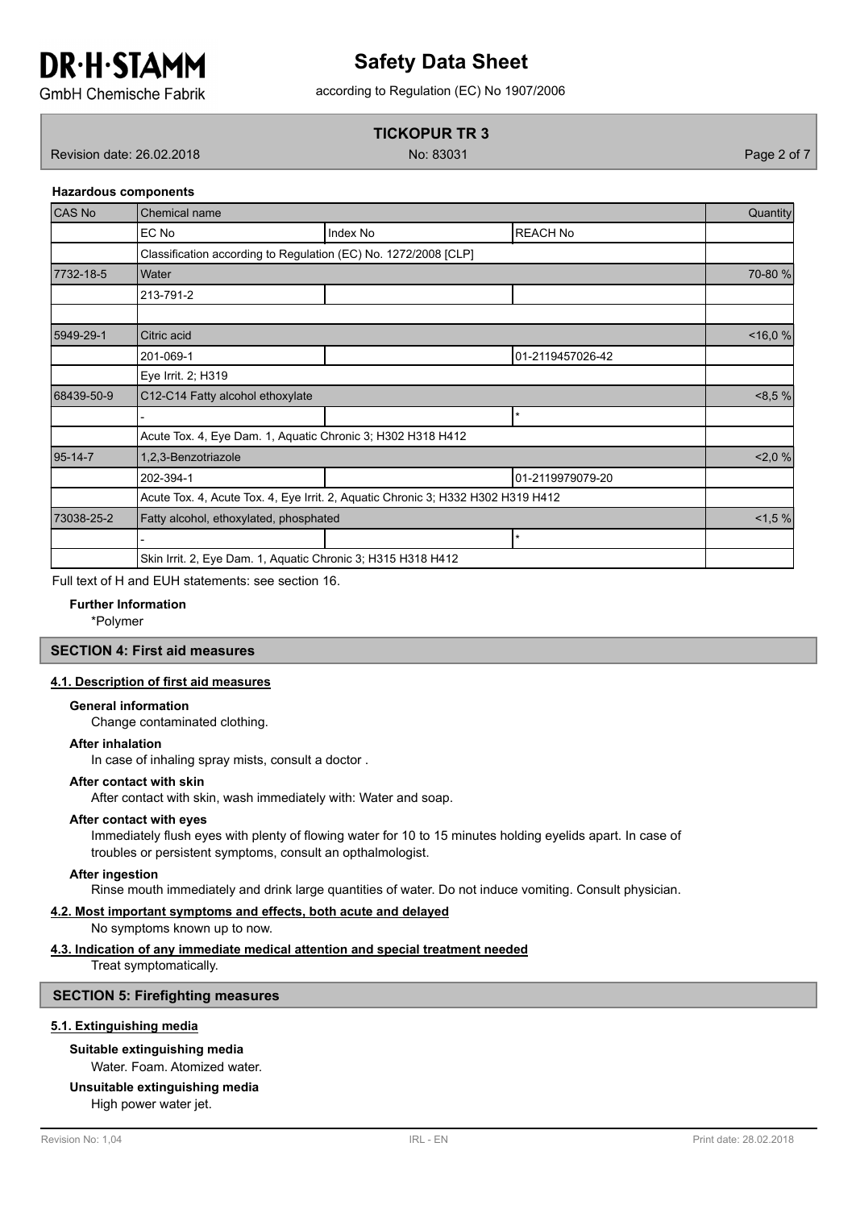#### Hazardous components

| CAS No | Chemical name | | | Quantity |
|---|---|---|---|---|
| | EC No | Index No | REACH No | |
| | Classification according to Regulation (EC) No. 1272/2008 [CLP] | | | |
| 7732-18-5 | Water | | | 70-80 % |
| | 213-791-2 | | | |
| | | | | |
| 5949-29-1 | Citric acid | | | <16,0 % |
| | 201-069-1 | | 01-2119457026-42 | |
| | Eye Irrit. 2; H319 | | | |
| 68439-50-9 | C12-C14 Fatty alcohol ethoxylate | | | <8,5 % |
| | - | | * | |
| | Acute Tox. 4, Eye Dam. 1, Aquatic Chronic 3; H302 H318 H412 | | | |
| 95-14-7 | 1,2,3-Benzotriazole | | | <2,0 % |
| | 202-394-1 | | 01-2119979079-20 | |
| | Acute Tox. 4, Acute Tox. 4, Eye Irrit. 2, Aquatic Chronic 3; H332 H302 H319 H412 | | | |
| 73038-25-2 | Fatty alcohol, ethoxylated, phosphated | | | <1,5 % |
| | - | | * | |
| | Skin Irrit. 2, Eye Dam. 1, Aquatic Chronic 3; H315 H318 H412 | | | |

Full text of H and EUH statements: see section 16.

**Further Information**

*Polymer

## SECTION 4: First aid measures

### 4.1. Description of first aid measures

**General information**

Change contaminated clothing.

**After inhalation**

In case of inhaling spray mists, consult a doctor .

**After contact with skin**

After contact with skin, wash immediately with: Water and soap.

**After contact with eyes**

Immediately flush eyes with plenty of flowing water for 10 to 15 minutes holding eyelids apart. In case of troubles or persistent symptoms, consult an opthalmologist.

**After ingestion**

Rinse mouth immediately and drink large quantities of water. Do not induce vomiting. Consult physician.

### 4.2. Most important symptoms and effects, both acute and delayed

No symptoms known up to now.

### 4.3. Indication of any immediate medical attention and special treatment needed

Treat symptomatically.

## SECTION 5: Firefighting measures

### 5.1. Extinguishing media

**Suitable extinguishing media**

Water. Foam. Atomized water.

**Unsuitable extinguishing media**

High power water jet.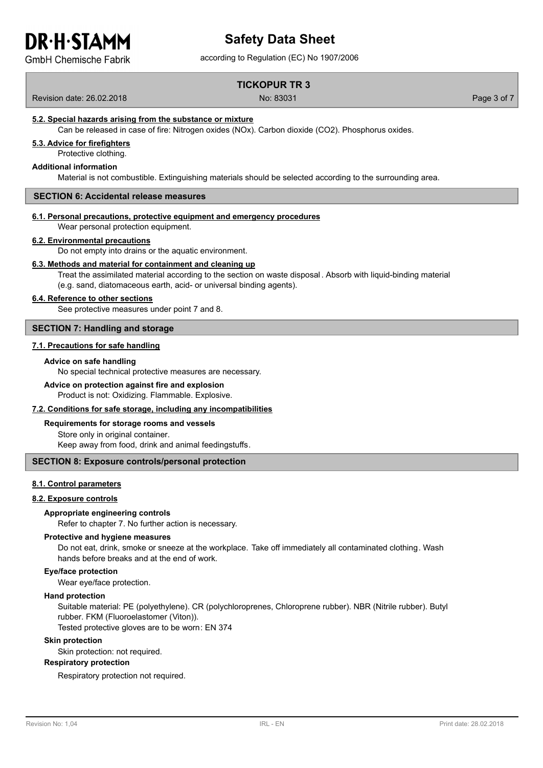### 5.2. Special hazards arising from the substance or mixture

Can be released in case of fire: Nitrogen oxides (NOx). Carbon dioxide ($CO_2$). Phosphorus oxides.

### 5.3. Advice for firefighters

Protective clothing.

**Additional information**

Material is not combustible. Extinguishing materials should be selected according to the surrounding area.

## SECTION 6: Accidental release measures

### 6.1. Personal precautions, protective equipment and emergency procedures

Wear personal protection equipment.

### 6.2. Environmental precautions

Do not empty into drains or the aquatic environment.

### 6.3. Methods and material for containment and cleaning up

Treat the assimilated material according to the section on waste disposal. Absorb with liquid-binding material (e.g. sand, diatomaceous earth, acid- or universal binding agents).

### 6.4. Reference to other sections

See protective measures under point 7 and 8.

## SECTION 7: Handling and storage

### 7.1. Precautions for safe handling

**Advice on safe handling**

No special technical protective measures are necessary.

**Advice on protection against fire and explosion**

Product is not: Oxidizing. Flammable. Explosive.

### 7.2. Conditions for safe storage, including any incompatibilities

**Requirements for storage rooms and vessels**

Store only in original container.
Keep away from food, drink and animal feedingstuffs.

## SECTION 8: Exposure controls/personal protection

### 8.1. Control parameters

### 8.2. Exposure controls

**Appropriate engineering controls**

Refer to chapter 7. No further action is necessary.

**Protective and hygiene measures**

Do not eat, drink, smoke or sneeze at the workplace. Take off immediately all contaminated clothing. Wash hands before breaks and at the end of work.

**Eye/face protection**

Wear eye/face protection.

**Hand protection**

Suitable material: PE (polyethylene). CR (polychloroprenes, Chloroprene rubber). NBR (Nitrile rubber). Butyl rubber. FKM (Fluoroelastomer (Viton)).
Tested protective gloves are to be worn: EN 374

**Skin protection**

Skin protection: not required.

**Respiratory protection**

Respiratory protection not required.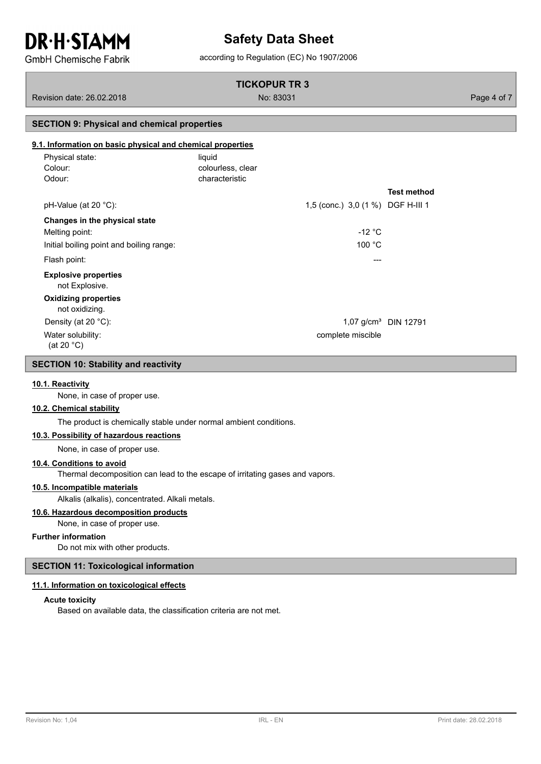## SECTION 9: Physical and chemical properties

### 9.1. Information on basic physical and chemical properties

| | | | |
|---|---|---|---|
| Physical state: | liquid | | |
| Colour: | colourless, clear | | |
| Odour: | characteristic | | |
| | | | **Test method** |
| pH-Value (at 20 °C): | | 1,5 (conc.) 3,0 (1 %) | DGF H-III 1 |
| **Changes in the physical state** | | | |
| Melting point: | | -12 °C | |
| Initial boiling point and boiling range: | | 100 °C | |
| Flash point: | | --- | |

**Explosive properties**

not Explosive.

**Oxidizing properties**

not oxidizing.

| | | |
|---|---|---|
| Density (at 20 °C): | 1,07 g/cm³ | DIN 12791 |
| Water solubility: (at 20 °C) | complete miscible | |

## SECTION 10: Stability and reactivity

### 10.1. Reactivity

None, in case of proper use.

### 10.2. Chemical stability

The product is chemically stable under normal ambient conditions.

### 10.3. Possibility of hazardous reactions

None, in case of proper use.

### 10.4. Conditions to avoid

Thermal decomposition can lead to the escape of irritating gases and vapors.

### 10.5. Incompatible materials

Alkalis (alkalis), concentrated. Alkali metals.

### 10.6. Hazardous decomposition products

None, in case of proper use.

**Further information**

Do not mix with other products.

## SECTION 11: Toxicological information

### 11.1. Information on toxicological effects

**Acute toxicity**

Based on available data, the classification criteria are not met.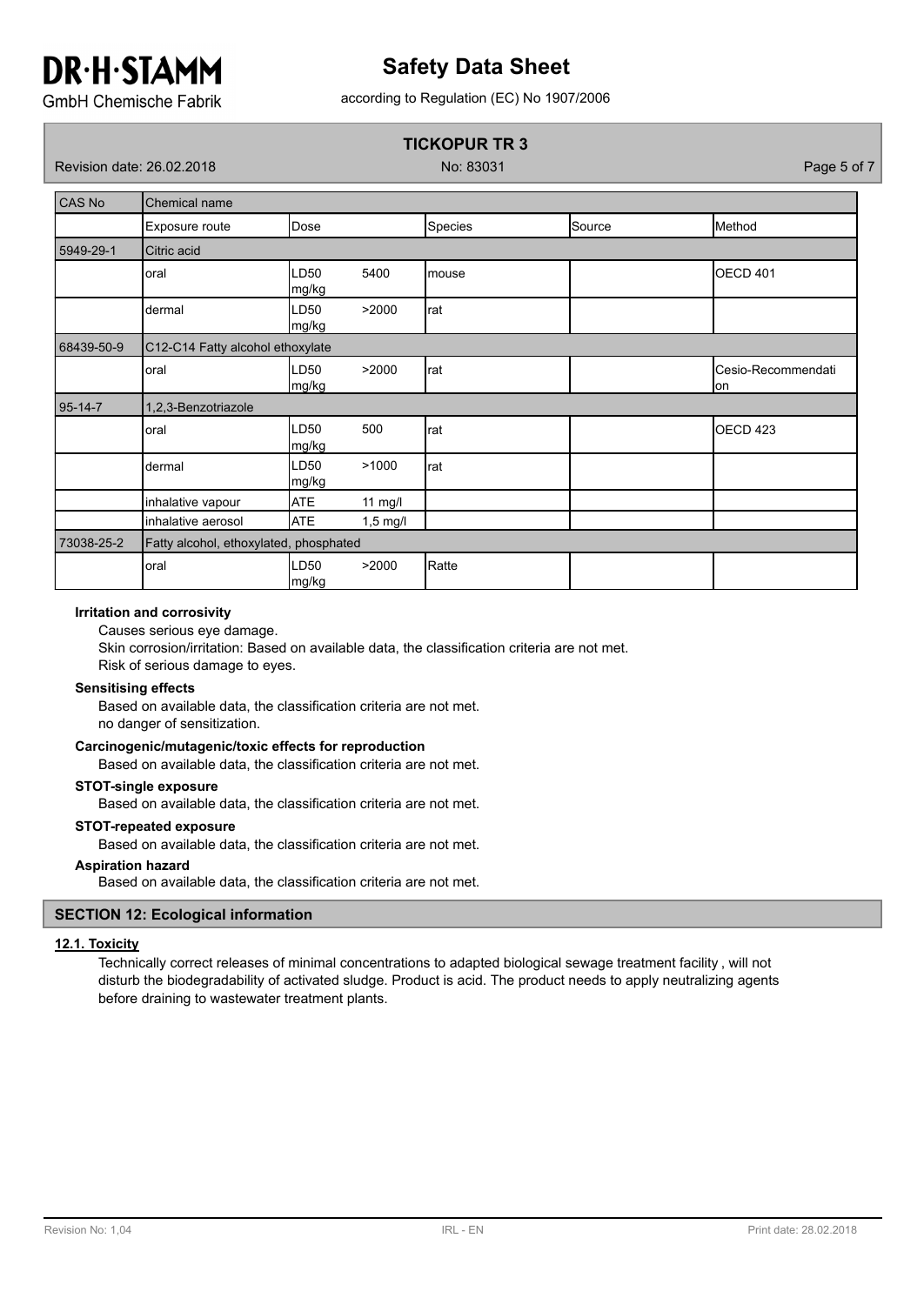| CAS No | Chemical name | | | | |
|---|---|---|---|---|---|
| | Exposure route | Dose | Species | Source | Method |
| 5949-29-1 | Citric acid | | | | |
| | oral | LD50 5400 mg/kg | mouse | | OECD 401 |
| | dermal | LD50 >2000 mg/kg | rat | | |
| 68439-50-9 | C12-C14 Fatty alcohol ethoxylate | | | | |
| | oral | LD50 >2000 mg/kg | rat | | Cesio-Recommendation |
| 95-14-7 | 1,2,3-Benzotriazole | | | | |
| | oral | LD50 500 mg/kg | rat | | OECD 423 |
| | dermal | LD50 >1000 mg/kg | rat | | |
| | inhalative vapour | ATE 11 mg/l | | | |
| | inhalative aerosol | ATE 1,5 mg/l | | | |
| 73038-25-2 | Fatty alcohol, ethoxylated, phosphated | | | | |
| | oral | LD50 >2000 mg/kg | Ratte | | |

**Irritation and corrosivity**

Causes serious eye damage.
Skin corrosion/irritation: Based on available data, the classification criteria are not met.
Risk of serious damage to eyes.

**Sensitising effects**

Based on available data, the classification criteria are not met.
no danger of sensitization.

**Carcinogenic/mutagenic/toxic effects for reproduction**

Based on available data, the classification criteria are not met.

**STOT-single exposure**

Based on available data, the classification criteria are not met.

**STOT-repeated exposure**

Based on available data, the classification criteria are not met.

**Aspiration hazard**

Based on available data, the classification criteria are not met.

## SECTION 12: Ecological information

### 12.1. Toxicity

Technically correct releases of minimal concentrations to adapted biological sewage treatment facility , will not disturb the biodegradability of activated sludge. Product is acid. The product needs to apply neutralizing agents before draining to wastewater treatment plants.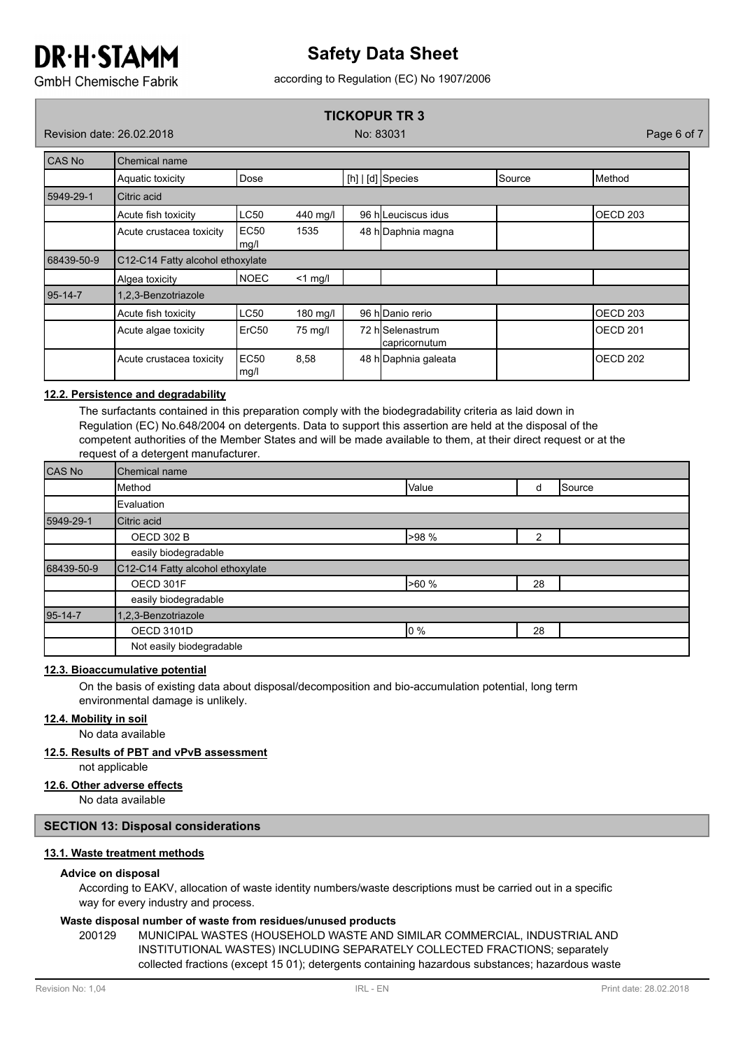| CAS No | Chemical name | | | | | | |
|---|---|---|---|---|---|---|---|
| | Aquatic toxicity | Dose | | [h] \| [d] | Species | Source | Method |
| 5949-29-1 | Citric acid | | | | | | |
| | Acute fish toxicity | LC50 | 440 mg/l | 96 h | Leuciscus idus | | OECD 203 |
| | Acute crustacea toxicity | EC50 mg/l | 1535 | 48 h | Daphnia magna | | |
| 68439-50-9 | C12-C14 Fatty alcohol ethoxylate | | | | | | |
| | Algea toxicity | NOEC | <1 mg/l | | | | |
| 95-14-7 | 1,2,3-Benzotriazole | | | | | | |
| | Acute fish toxicity | LC50 | 180 mg/l | 96 h | Danio rerio | | OECD 203 |
| | Acute algae toxicity | ErC50 | 75 mg/l | 72 h | Selenastrum capricornutum | | OECD 201 |
| | Acute crustacea toxicity | EC50 mg/l | 8,58 | 48 h | Daphnia galeata | | OECD 202 |

### 12.2. Persistence and degradability

The surfactants contained in this preparation comply with the biodegradability criteria as laid down in Regulation (EC) No.648/2004 on detergents. Data to support this assertion are held at the disposal of the competent authorities of the Member States and will be made available to them, at their direct request or at the request of a detergent manufacturer.

| CAS No | Chemical name | | | |
|---|---|---|---|---|
| | Method | Value | d | Source |
| | Evaluation | | | |
| 5949-29-1 | Citric acid | | | |
| | OECD 302 B | >98 % | 2 | |
| | easily biodegradable | | | |
| 68439-50-9 | C12-C14 Fatty alcohol ethoxylate | | | |
| | OECD 301F | >60 % | 28 | |
| | easily biodegradable | | | |
| 95-14-7 | 1,2,3-Benzotriazole | | | |
| | OECD 3101D | 0 % | 28 | |
| | Not easily biodegradable | | | |

### 12.3. Bioaccumulative potential

On the basis of existing data about disposal/decomposition and bio-accumulation potential, long term environmental damage is unlikely.

### 12.4. Mobility in soil

No data available

### 12.5. Results of PBT and vPvB assessment

not applicable

### 12.6. Other adverse effects

No data available

## SECTION 13: Disposal considerations

### 13.1. Waste treatment methods

**Advice on disposal**

According to EAKV, allocation of waste identity numbers/waste descriptions must be carried out in a specific way for every industry and process.

**Waste disposal number of waste from residues/unused products**

200129 MUNICIPAL WASTES (HOUSEHOLD WASTE AND SIMILAR COMMERCIAL, INDUSTRIAL AND INSTITUTIONAL WASTES) INCLUDING SEPARATELY COLLECTED FRACTIONS; separately collected fractions (except 15 01); detergents containing hazardous substances; hazardous waste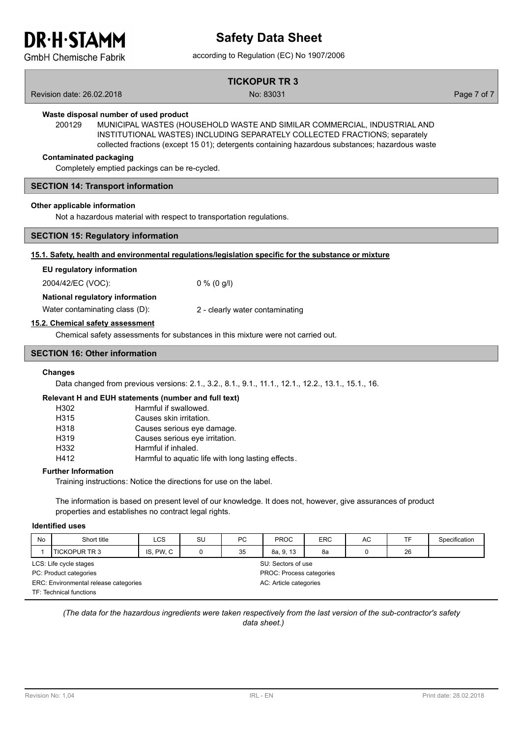**Waste disposal number of used product**

200129 MUNICIPAL WASTES (HOUSEHOLD WASTE AND SIMILAR COMMERCIAL, INDUSTRIAL AND INSTITUTIONAL WASTES) INCLUDING SEPARATELY COLLECTED FRACTIONS; separately collected fractions (except 15 01); detergents containing hazardous substances; hazardous waste

**Contaminated packaging**

Completely emptied packings can be re-cycled.

## SECTION 14: Transport information

**Other applicable information**

Not a hazardous material with respect to transportation regulations.

## SECTION 15: Regulatory information

### 15.1. Safety, health and environmental regulations/legislation specific for the substance or mixture

**EU regulatory information**

2004/42/EC (VOC): 0 % (0 g/l)

**National regulatory information**

Water contaminating class (D): 2 - clearly water contaminating

### 15.2. Chemical safety assessment

Chemical safety assessments for substances in this mixture were not carried out.

## SECTION 16: Other information

**Changes**

Data changed from previous versions: 2.1., 3.2., 8.1., 9.1., 11.1., 12.1., 12.2., 13.1., 15.1., 16.

**Relevant H and EUH statements (number and full text)**

| | |
|---|---|
| H302 | Harmful if swallowed. |
| H315 | Causes skin irritation. |
| H318 | Causes serious eye damage. |
| H319 | Causes serious eye irritation. |
| H332 | Harmful if inhaled. |
| H412 | Harmful to aquatic life with long lasting effects. |

**Further Information**

Training instructions: Notice the directions for use on the label.

The information is based on present level of our knowledge. It does not, however, give assurances of product properties and establishes no contract legal rights.

**Identified uses**

| No | Short title | LCS | SU | PC | PROC | ERC | AC | TF | Specification |
|---|---|---|---|---|---|---|---|---|---|
| 1 | TICKOPUR TR 3 | IS, PW, C | 0 | 35 | 8a, 9, 13 | 8a | 0 | 26 | |

LCS: Life cycle stages
SU: Sectors of use
PC: Product categories
PROC: Process categories
ERC: Environmental release categories
AC: Article categories
TF: Technical functions

*(The data for the hazardous ingredients were taken respectively from the last version of the sub-contractor's safety data sheet.)*